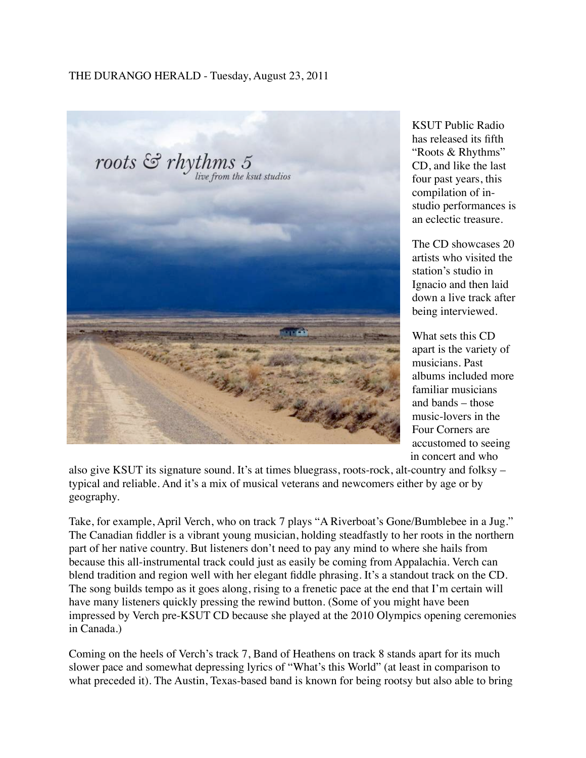THE DURANGO HERALD - Tuesday, August 23, 2011

KSUT Public Radio has released its fifth "Roots & Rhythms" CD, and like the last four past years, this compilation of in-studio performances is an eclectic treasure.

The CD showcases 20 artists who visited the station's studio in Ignacio and then laid down a live track after being interviewed.

What sets this CD apart is the variety of musicians. Past albums included more familiar musicians and bands – those music-lovers in the Four Corners are accustomed to seeing in concert and who also give KSUT its signature sound. It's at times bluegrass, roots-rock, alt-country and folksy – typical and reliable. And it's a mix of musical veterans and newcomers either by age or by geography.

Take, for example, April Verch, who on track 7 plays "A Riverboat's Gone/Bumblebee in a Jug." The Canadian fiddler is a vibrant young musician, holding steadfastly to her roots in the northern part of her native country. But listeners don't need to pay any mind to where she hails from because this all-instrumental track could just as easily be coming from Appalachia. Verch can blend tradition and region well with her elegant fiddle phrasing. It's a standout track on the CD. The song builds tempo as it goes along, rising to a frenetic pace at the end that I'm certain will have many listeners quickly pressing the rewind button. (Some of you might have been impressed by Verch pre-KSUT CD because she played at the 2010 Olympics opening ceremonies in Canada.)

Coming on the heels of Verch's track 7, Band of Heathens on track 8 stands apart for its much slower pace and somewhat depressing lyrics of "What's this World" (at least in comparison to what preceded it). The Austin, Texas-based band is known for being rootsy but also able to bring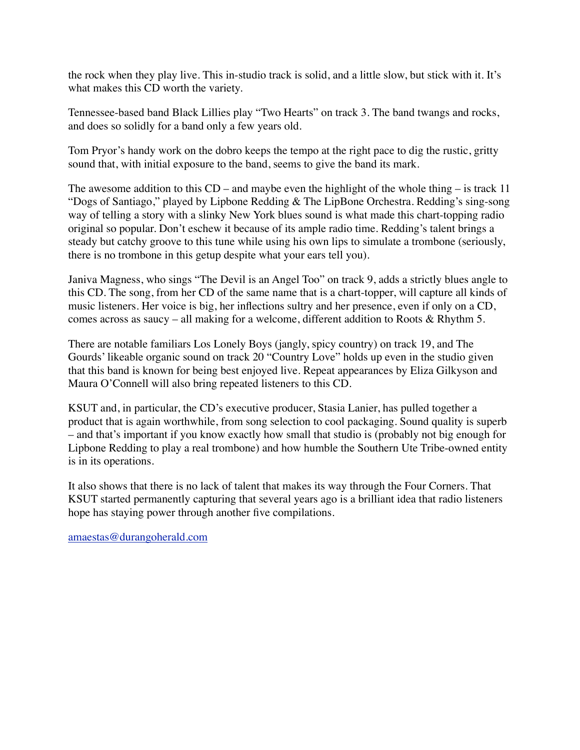the rock when they play live. This in-studio track is solid, and a little slow, but stick with it. It's what makes this CD worth the variety.

Tennessee-based band Black Lillies play "Two Hearts" on track 3. The band twangs and rocks, and does so solidly for a band only a few years old.

Tom Pryor's handy work on the dobro keeps the tempo at the right pace to dig the rustic, gritty sound that, with initial exposure to the band, seems to give the band its mark.

The awesome addition to this CD – and maybe even the highlight of the whole thing – is track 11 "Dogs of Santiago," played by Lipbone Redding & The LipBone Orchestra. Redding's sing-song way of telling a story with a slinky New York blues sound is what made this chart-topping radio original so popular. Don't eschew it because of its ample radio time. Redding's talent brings a steady but catchy groove to this tune while using his own lips to simulate a trombone (seriously, there is no trombone in this getup despite what your ears tell you).

Janiva Magness, who sings "The Devil is an Angel Too" on track 9, adds a strictly blues angle to this CD. The song, from her CD of the same name that is a chart-topper, will capture all kinds of music listeners. Her voice is big, her inflections sultry and her presence, even if only on a CD, comes across as saucy – all making for a welcome, different addition to Roots & Rhythm 5.

There are notable familiars Los Lonely Boys (jangly, spicy country) on track 19, and The Gourds' likeable organic sound on track 20 "Country Love" holds up even in the studio given that this band is known for being best enjoyed live. Repeat appearances by Eliza Gilkyson and Maura O'Connell will also bring repeated listeners to this CD.

KSUT and, in particular, the CD's executive producer, Stasia Lanier, has pulled together a product that is again worthwhile, from song selection to cool packaging. Sound quality is superb – and that's important if you know exactly how small that studio is (probably not big enough for Lipbone Redding to play a real trombone) and how humble the Southern Ute Tribe-owned entity is in its operations.

It also shows that there is no lack of talent that makes its way through the Four Corners. That KSUT started permanently capturing that several years ago is a brilliant idea that radio listeners hope has staying power through another five compilations.

amaestas@durangoherald.com